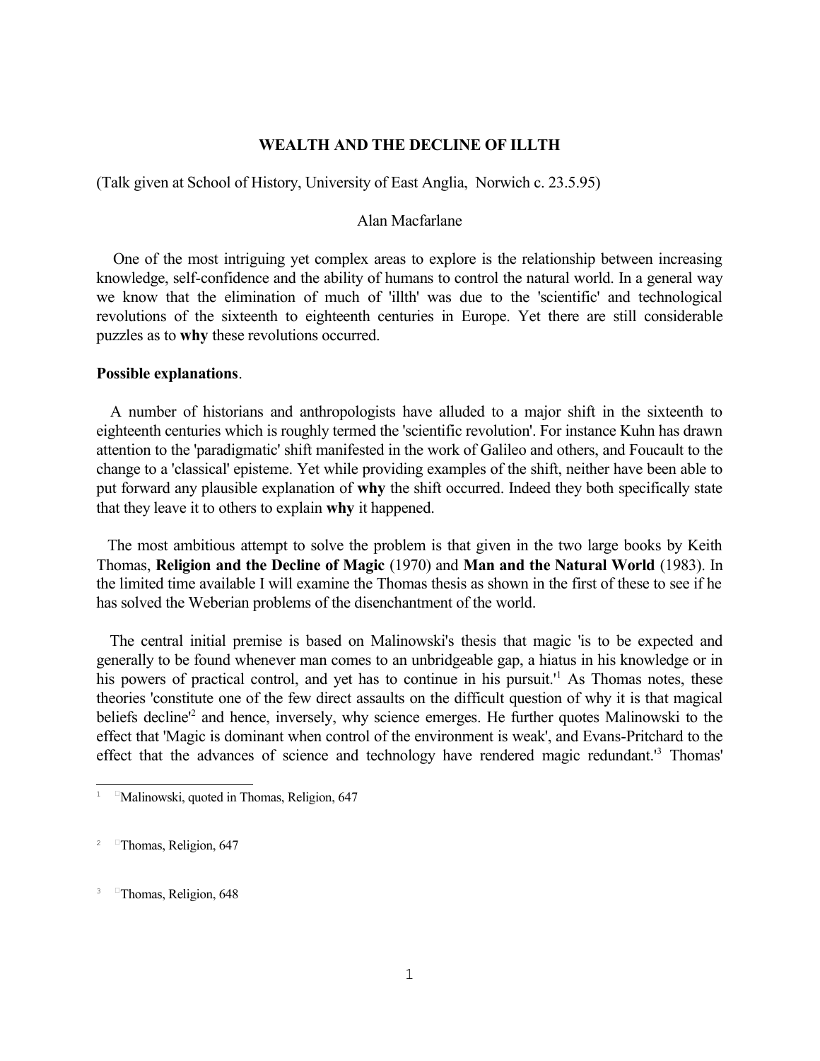# WEALTH AND THE DECLINE OF ILLTH

(Talk given at School of History, University of East Anglia, Norwich c. 23.5.95)

Alan Macfarlane

One of the most intriguing yet complex areas to explore is the relationship between increasing knowledge, self-confidence and the ability of humans to control the natural world. In a general way we know that the elimination of much of 'illth' was due to the 'scientific' and technological revolutions of the sixteenth to eighteenth centuries in Europe. Yet there are still considerable puzzles as to **why** these revolutions occurred.

**Possible explanations**.

A number of historians and anthropologists have alluded to a major shift in the sixteenth to eighteenth centuries which is roughly termed the 'scientific revolution'. For instance Kuhn has drawn attention to the 'paradigmatic' shift manifested in the work of Galileo and others, and Foucault to the change to a 'classical' episteme. Yet while providing examples of the shift, neither have been able to put forward any plausible explanation of **why** the shift occurred. Indeed they both specifically state that they leave it to others to explain **why** it happened.

The most ambitious attempt to solve the problem is that given in the two large books by Keith Thomas, **Religion and the Decline of Magic** (1970) and **Man and the Natural World** (1983). In the limited time available I will examine the Thomas thesis as shown in the first of these to see if he has solved the Weberian problems of the disenchantment of the world.

The central initial premise is based on Malinowski's thesis that magic 'is to be expected and generally to be found whenever man comes to an unbridgeable gap, a hiatus in his knowledge or in his powers of practical control, and yet has to continue in his pursuit.'[1] As Thomas notes, these theories 'constitute one of the few direct assaults on the difficult question of why it is that magical beliefs decline'[2] and hence, inversely, why science emerges. He further quotes Malinowski to the effect that 'Magic is dominant when control of the environment is weak', and Evans-Pritchard to the effect that the advances of science and technology have rendered magic redundant.'[3] Thomas'

---

[1] Malinowski, quoted in Thomas, Religion, 647

[2] Thomas, Religion, 647

[3] Thomas, Religion, 648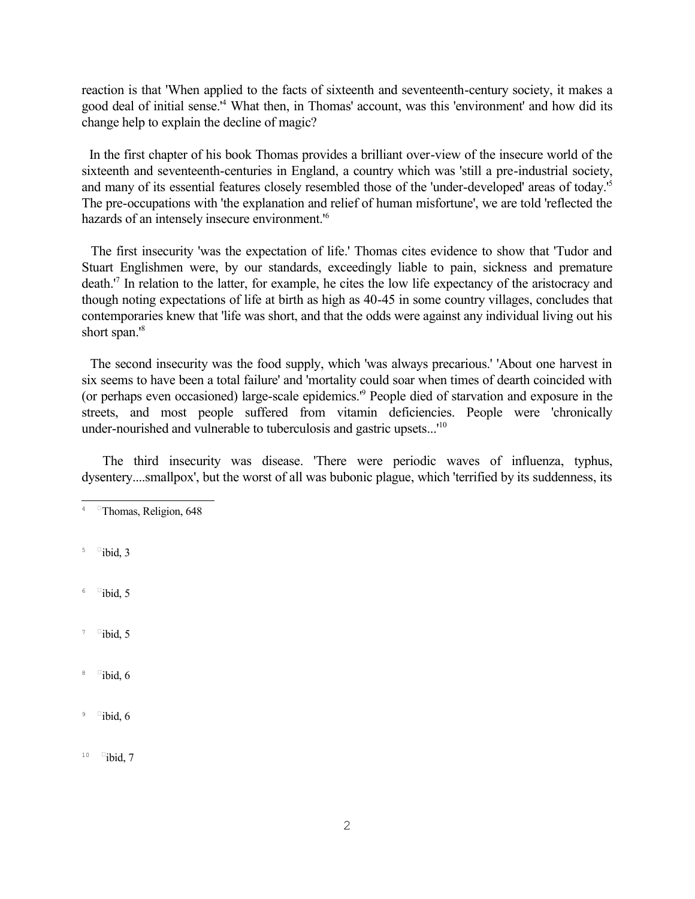reaction is that 'When applied to the facts of sixteenth and seventeenth-century society, it makes a good deal of initial sense.'[4] What then, in Thomas' account, was this 'environment' and how did its change help to explain the decline of magic?

In the first chapter of his book Thomas provides a brilliant over-view of the insecure world of the sixteenth and seventeenth-centuries in England, a country which was 'still a pre-industrial society, and many of its essential features closely resembled those of the 'under-developed' areas of today.'[5] The pre-occupations with 'the explanation and relief of human misfortune', we are told 'reflected the hazards of an intensely insecure environment.'[6]

The first insecurity 'was the expectation of life.' Thomas cites evidence to show that 'Tudor and Stuart Englishmen were, by our standards, exceedingly liable to pain, sickness and premature death.'[7] In relation to the latter, for example, he cites the low life expectancy of the aristocracy and though noting expectations of life at birth as high as 40-45 in some country villages, concludes that contemporaries knew that 'life was short, and that the odds were against any individual living out his short span.'[8]

The second insecurity was the food supply, which 'was always precarious.' 'About one harvest in six seems to have been a total failure' and 'mortality could soar when times of dearth coincided with (or perhaps even occasioned) large-scale epidemics.'[9] People died of starvation and exposure in the streets, and most people suffered from vitamin deficiencies. People were 'chronically under-nourished and vulnerable to tuberculosis and gastric upsets...'[10]

The third insecurity was disease. 'There were periodic waves of influenza, typhus, dysentery....smallpox', but the worst of all was bubonic plague, which 'terrified by its suddenness, its

---

[4] Thomas, Religion, 648

[5] ibid, 3

[6] ibid, 5

[7] ibid, 5

[8] ibid, 6

[9] ibid, 6

[10] ibid, 7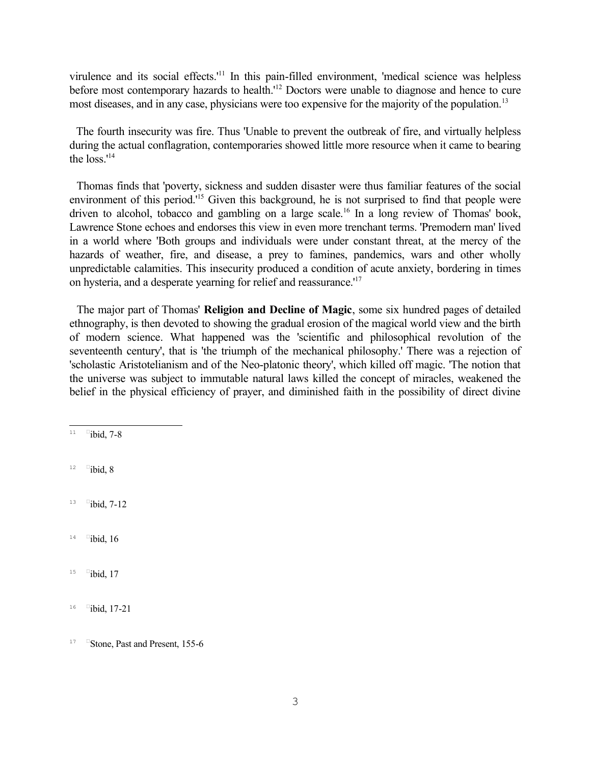virulence and its social effects.'[11] In this pain-filled environment, 'medical science was helpless before most contemporary hazards to health.'[12] Doctors were unable to diagnose and hence to cure most diseases, and in any case, physicians were too expensive for the majority of the population.[13]

The fourth insecurity was fire. Thus 'Unable to prevent the outbreak of fire, and virtually helpless during the actual conflagration, contemporaries showed little more resource when it came to bearing the loss.'[14]

Thomas finds that 'poverty, sickness and sudden disaster were thus familiar features of the social environment of this period.'[15] Given this background, he is not surprised to find that people were driven to alcohol, tobacco and gambling on a large scale.[16] In a long review of Thomas' book, Lawrence Stone echoes and endorses this view in even more trenchant terms. 'Premodern man' lived in a world where 'Both groups and individuals were under constant threat, at the mercy of the hazards of weather, fire, and disease, a prey to famines, pandemics, wars and other wholly unpredictable calamities. This insecurity produced a condition of acute anxiety, bordering in times on hysteria, and a desperate yearning for relief and reassurance.'[17]

The major part of Thomas' **Religion and Decline of Magic**, some six hundred pages of detailed ethnography, is then devoted to showing the gradual erosion of the magical world view and the birth of modern science. What happened was the 'scientific and philosophical revolution of the seventeenth century', that is 'the triumph of the mechanical philosophy.' There was a rejection of 'scholastic Aristotelianism and of the Neo-platonic theory', which killed off magic. 'The notion that the universe was subject to immutable natural laws killed the concept of miracles, weakened the belief in the physical efficiency of prayer, and diminished faith in the possibility of direct divine

---

[11] ibid, 7-8

[12] ibid, 8

[13] ibid, 7-12

[14] ibid, 16

[15] ibid, 17

[16] ibid, 17-21

[17] Stone, Past and Present, 155-6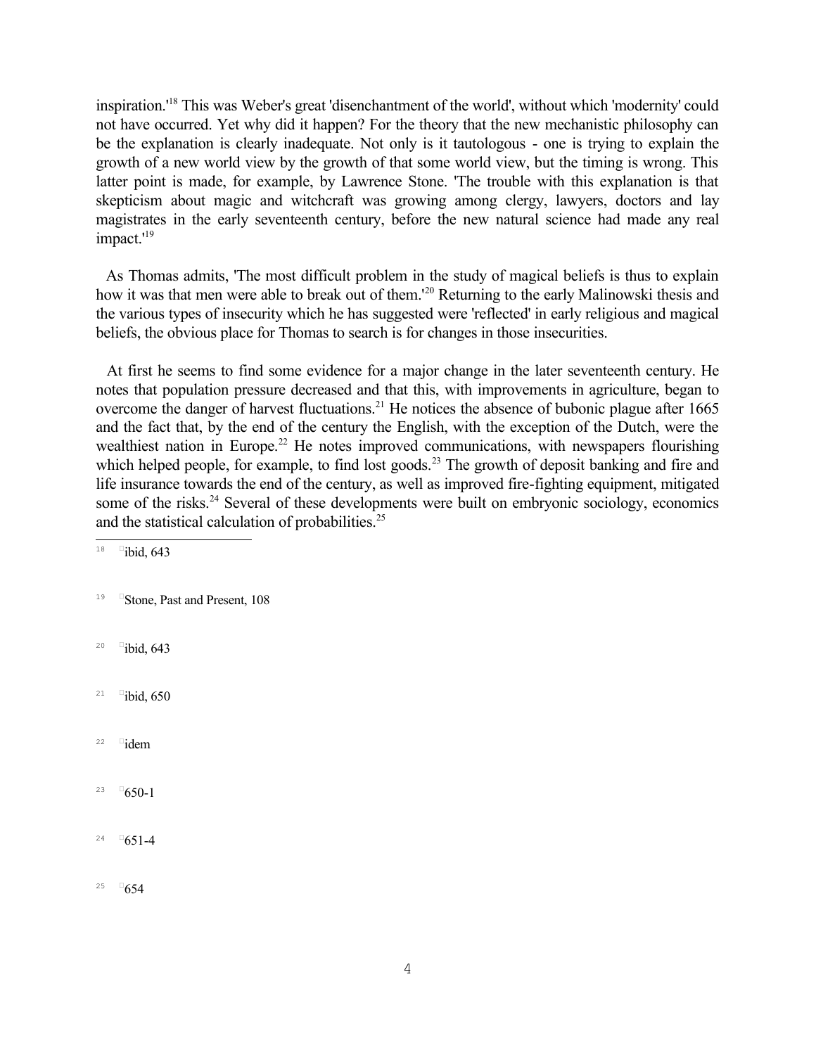inspiration.'[18] This was Weber's great 'disenchantment of the world', without which 'modernity' could not have occurred. Yet why did it happen? For the theory that the new mechanistic philosophy can be the explanation is clearly inadequate. Not only is it tautologous - one is trying to explain the growth of a new world view by the growth of that some world view, but the timing is wrong. This latter point is made, for example, by Lawrence Stone. 'The trouble with this explanation is that skepticism about magic and witchcraft was growing among clergy, lawyers, doctors and lay magistrates in the early seventeenth century, before the new natural science had made any real impact.'[19]

As Thomas admits, 'The most difficult problem in the study of magical beliefs is thus to explain how it was that men were able to break out of them.'[20] Returning to the early Malinowski thesis and the various types of insecurity which he has suggested were 'reflected' in early religious and magical beliefs, the obvious place for Thomas to search is for changes in those insecurities.

At first he seems to find some evidence for a major change in the later seventeenth century. He notes that population pressure decreased and that this, with improvements in agriculture, began to overcome the danger of harvest fluctuations.[21] He notices the absence of bubonic plague after 1665 and the fact that, by the end of the century the English, with the exception of the Dutch, were the wealthiest nation in Europe.[22] He notes improved communications, with newspapers flourishing which helped people, for example, to find lost goods.[23] The growth of deposit banking and fire and life insurance towards the end of the century, as well as improved fire-fighting equipment, mitigated some of the risks.[24] Several of these developments were built on embryonic sociology, economics and the statistical calculation of probabilities.[25]

---

[18] ibid, 643

[19] Stone, Past and Present, 108

[20] ibid, 643

[21] ibid, 650

[22] idem

[23] 650-1

[24] 651-4

[25] 654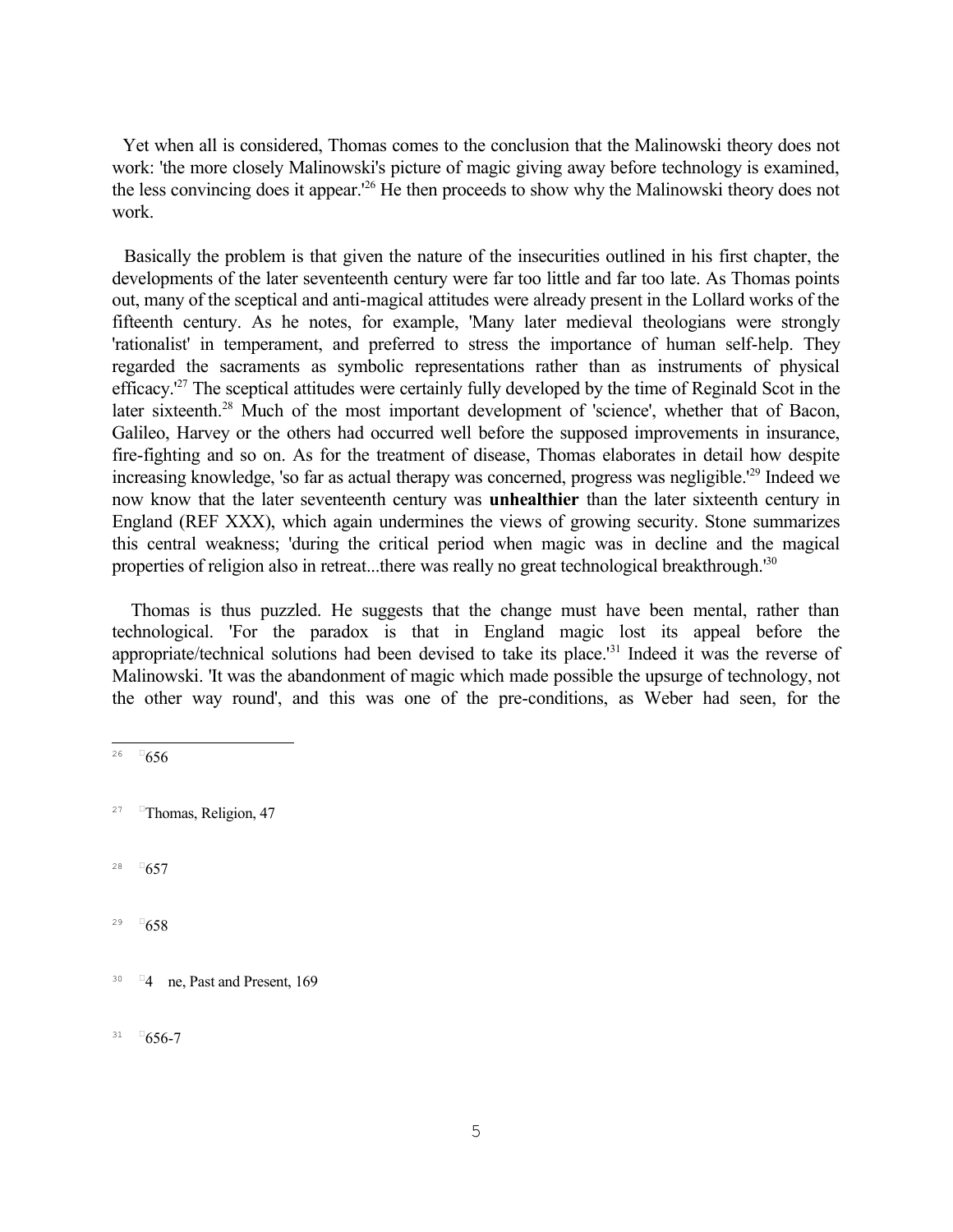Yet when all is considered, Thomas comes to the conclusion that the Malinowski theory does not work: 'the more closely Malinowski's picture of magic giving away before technology is examined, the less convincing does it appear.'[26] He then proceeds to show why the Malinowski theory does not work.

Basically the problem is that given the nature of the insecurities outlined in his first chapter, the developments of the later seventeenth century were far too little and far too late. As Thomas points out, many of the sceptical and anti-magical attitudes were already present in the Lollard works of the fifteenth century. As he notes, for example, 'Many later medieval theologians were strongly 'rationalist' in temperament, and preferred to stress the importance of human self-help. They regarded the sacraments as symbolic representations rather than as instruments of physical efficacy.'[27] The sceptical attitudes were certainly fully developed by the time of Reginald Scot in the later sixteenth.[28] Much of the most important development of 'science', whether that of Bacon, Galileo, Harvey or the others had occurred well before the supposed improvements in insurance, fire-fighting and so on. As for the treatment of disease, Thomas elaborates in detail how despite increasing knowledge, 'so far as actual therapy was concerned, progress was negligible.'[29] Indeed we now know that the later seventeenth century was **unhealthier** than the later sixteenth century in England (REF XXX), which again undermines the views of growing security. Stone summarizes this central weakness; 'during the critical period when magic was in decline and the magical properties of religion also in retreat...there was really no great technological breakthrough.'[30]

Thomas is thus puzzled. He suggests that the change must have been mental, rather than technological. 'For the paradox is that in England magic lost its appeal before the appropriate/technical solutions had been devised to take its place.'[31] Indeed it was the reverse of Malinowski. 'It was the abandonment of magic which made possible the upsurge of technology, not the other way round', and this was one of the pre-conditions, as Weber had seen, for the

---

[26] 656

[27] Thomas, Religion, 47

[28] 657

[29] 658

[30] 4 ne, Past and Present, 169

[31] 656-7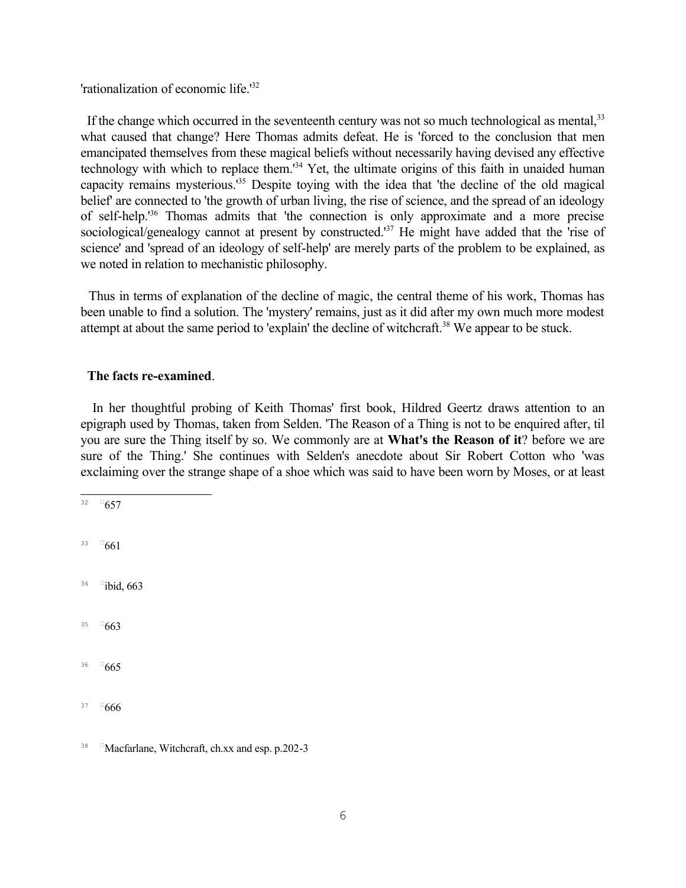'rationalization of economic life.'[32]

If the change which occurred in the seventeenth century was not so much technological as mental,[33] what caused that change? Here Thomas admits defeat. He is 'forced to the conclusion that men emancipated themselves from these magical beliefs without necessarily having devised any effective technology with which to replace them.'[34] Yet, the ultimate origins of this faith in unaided human capacity remains mysterious.'[35] Despite toying with the idea that 'the decline of the old magical belief' are connected to 'the growth of urban living, the rise of science, and the spread of an ideology of self-help.'[36] Thomas admits that 'the connection is only approximate and a more precise sociological/genealogy cannot at present by constructed.'[37] He might have added that the 'rise of science' and 'spread of an ideology of self-help' are merely parts of the problem to be explained, as we noted in relation to mechanistic philosophy.

Thus in terms of explanation of the decline of magic, the central theme of his work, Thomas has been unable to find a solution. The 'mystery' remains, just as it did after my own much more modest attempt at about the same period to 'explain' the decline of witchcraft.[38] We appear to be stuck.

**The facts re-examined**.

In her thoughtful probing of Keith Thomas' first book, Hildred Geertz draws attention to an epigraph used by Thomas, taken from Selden. 'The Reason of a Thing is not to be enquired after, til you are sure the Thing itself by so. We commonly are at **What's the Reason of it**? before we are sure of the Thing.' She continues with Selden's anecdote about Sir Robert Cotton who 'was exclaiming over the strange shape of a shoe which was said to have been worn by Moses, or at least

---

[32] 657

[33] 661

[34] ibid, 663

[35] 663

[36] 665

[37] 666

[38] Macfarlane, Witchcraft, ch.xx and esp. p.202-3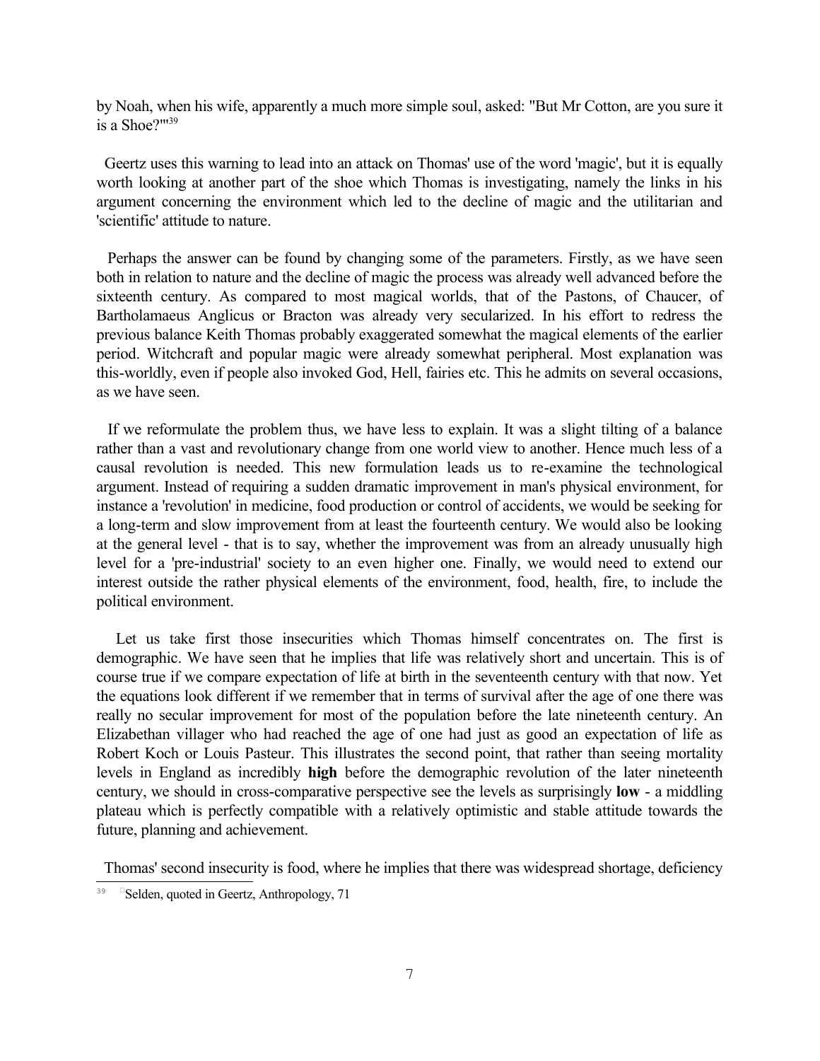by Noah, when his wife, apparently a much more simple soul, asked: "But Mr Cotton, are you sure it is a Shoe?"'[39]

Geertz uses this warning to lead into an attack on Thomas' use of the word 'magic', but it is equally worth looking at another part of the shoe which Thomas is investigating, namely the links in his argument concerning the environment which led to the decline of magic and the utilitarian and 'scientific' attitude to nature.

Perhaps the answer can be found by changing some of the parameters. Firstly, as we have seen both in relation to nature and the decline of magic the process was already well advanced before the sixteenth century. As compared to most magical worlds, that of the Pastons, of Chaucer, of Bartholamaeus Anglicus or Bracton was already very secularized. In his effort to redress the previous balance Keith Thomas probably exaggerated somewhat the magical elements of the earlier period. Witchcraft and popular magic were already somewhat peripheral. Most explanation was this-worldly, even if people also invoked God, Hell, fairies etc. This he admits on several occasions, as we have seen.

If we reformulate the problem thus, we have less to explain. It was a slight tilting of a balance rather than a vast and revolutionary change from one world view to another. Hence much less of a causal revolution is needed. This new formulation leads us to re-examine the technological argument. Instead of requiring a sudden dramatic improvement in man's physical environment, for instance a 'revolution' in medicine, food production or control of accidents, we would be seeking for a long-term and slow improvement from at least the fourteenth century. We would also be looking at the general level - that is to say, whether the improvement was from an already unusually high level for a 'pre-industrial' society to an even higher one. Finally, we would need to extend our interest outside the rather physical elements of the environment, food, health, fire, to include the political environment.

Let us take first those insecurities which Thomas himself concentrates on. The first is demographic. We have seen that he implies that life was relatively short and uncertain. This is of course true if we compare expectation of life at birth in the seventeenth century with that now. Yet the equations look different if we remember that in terms of survival after the age of one there was really no secular improvement for most of the population before the late nineteenth century. An Elizabethan villager who had reached the age of one had just as good an expectation of life as Robert Koch or Louis Pasteur. This illustrates the second point, that rather than seeing mortality levels in England as incredibly **high** before the demographic revolution of the later nineteenth century, we should in cross-comparative perspective see the levels as surprisingly **low** - a middling plateau which is perfectly compatible with a relatively optimistic and stable attitude towards the future, planning and achievement.

Thomas' second insecurity is food, where he implies that there was widespread shortage, deficiency

[39] Selden, quoted in Geertz, Anthropology, 71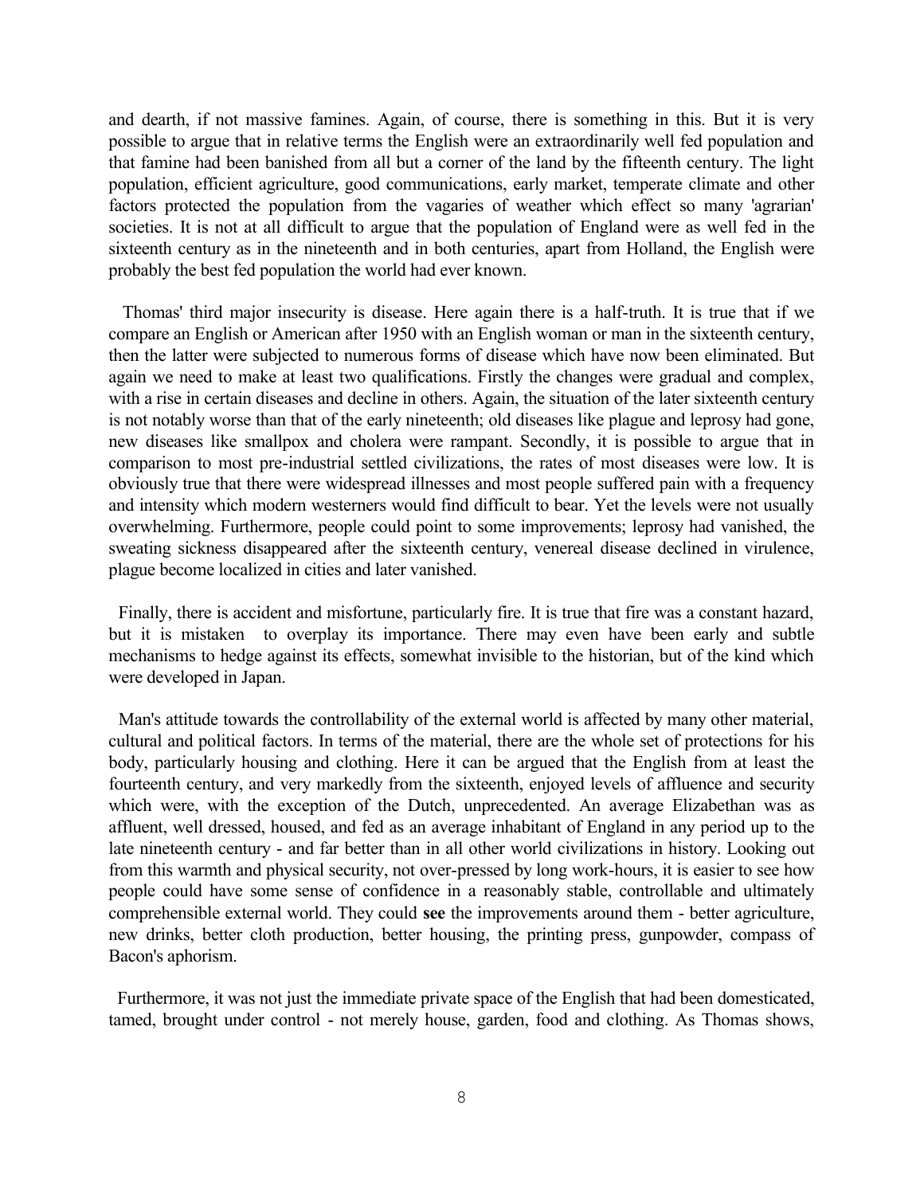and dearth, if not massive famines. Again, of course, there is something in this. But it is very possible to argue that in relative terms the English were an extraordinarily well fed population and that famine had been banished from all but a corner of the land by the fifteenth century. The light population, efficient agriculture, good communications, early market, temperate climate and other factors protected the population from the vagaries of weather which effect so many 'agrarian' societies. It is not at all difficult to argue that the population of England were as well fed in the sixteenth century as in the nineteenth and in both centuries, apart from Holland, the English were probably the best fed population the world had ever known.

Thomas' third major insecurity is disease. Here again there is a half-truth. It is true that if we compare an English or American after 1950 with an English woman or man in the sixteenth century, then the latter were subjected to numerous forms of disease which have now been eliminated. But again we need to make at least two qualifications. Firstly the changes were gradual and complex, with a rise in certain diseases and decline in others. Again, the situation of the later sixteenth century is not notably worse than that of the early nineteenth; old diseases like plague and leprosy had gone, new diseases like smallpox and cholera were rampant. Secondly, it is possible to argue that in comparison to most pre-industrial settled civilizations, the rates of most diseases were low. It is obviously true that there were widespread illnesses and most people suffered pain with a frequency and intensity which modern westerners would find difficult to bear. Yet the levels were not usually overwhelming. Furthermore, people could point to some improvements; leprosy had vanished, the sweating sickness disappeared after the sixteenth century, venereal disease declined in virulence, plague become localized in cities and later vanished.

Finally, there is accident and misfortune, particularly fire. It is true that fire was a constant hazard, but it is mistaken to overplay its importance. There may even have been early and subtle mechanisms to hedge against its effects, somewhat invisible to the historian, but of the kind which were developed in Japan.

Man's attitude towards the controllability of the external world is affected by many other material, cultural and political factors. In terms of the material, there are the whole set of protections for his body, particularly housing and clothing. Here it can be argued that the English from at least the fourteenth century, and very markedly from the sixteenth, enjoyed levels of affluence and security which were, with the exception of the Dutch, unprecedented. An average Elizabethan was as affluent, well dressed, housed, and fed as an average inhabitant of England in any period up to the late nineteenth century - and far better than in all other world civilizations in history. Looking out from this warmth and physical security, not over-pressed by long work-hours, it is easier to see how people could have some sense of confidence in a reasonably stable, controllable and ultimately comprehensible external world. They could **see** the improvements around them - better agriculture, new drinks, better cloth production, better housing, the printing press, gunpowder, compass of Bacon's aphorism.

Furthermore, it was not just the immediate private space of the English that had been domesticated, tamed, brought under control - not merely house, garden, food and clothing. As Thomas shows,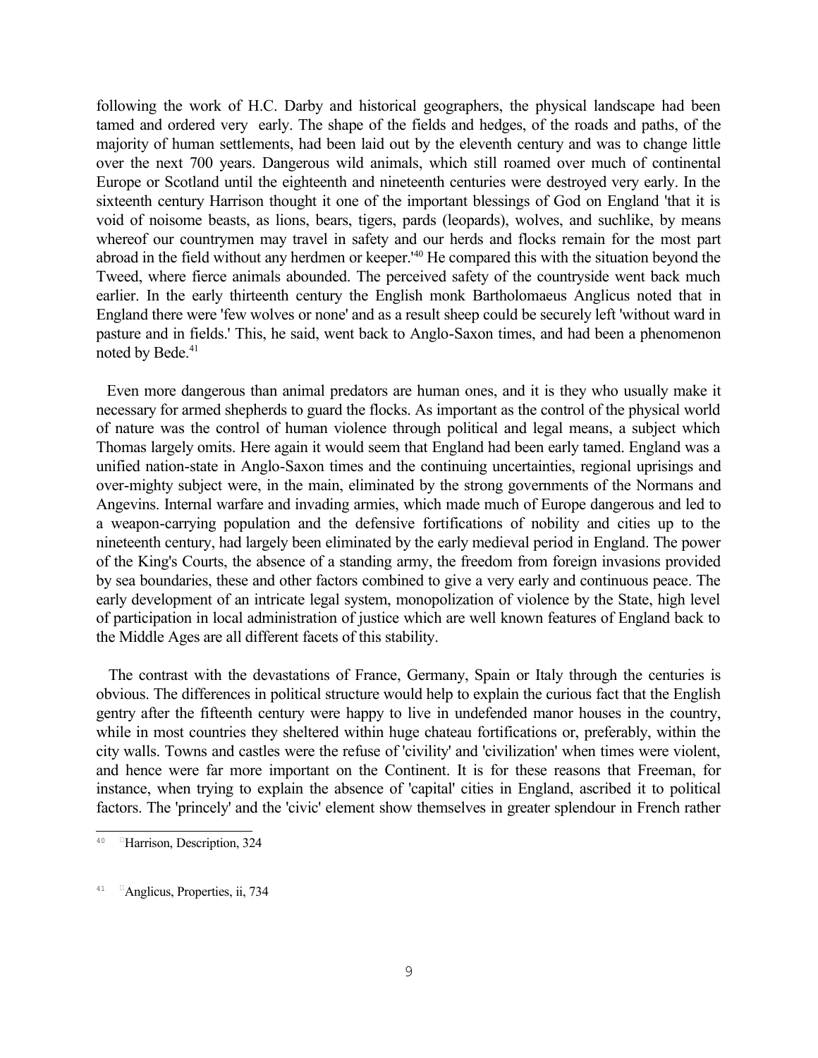following the work of H.C. Darby and historical geographers, the physical landscape had been tamed and ordered very early. The shape of the fields and hedges, of the roads and paths, of the majority of human settlements, had been laid out by the eleventh century and was to change little over the next 700 years. Dangerous wild animals, which still roamed over much of continental Europe or Scotland until the eighteenth and nineteenth centuries were destroyed very early. In the sixteenth century Harrison thought it one of the important blessings of God on England 'that it is void of noisome beasts, as lions, bears, tigers, pards (leopards), wolves, and suchlike, by means whereof our countrymen may travel in safety and our herds and flocks remain for the most part abroad in the field without any herdmen or keeper.'[40] He compared this with the situation beyond the Tweed, where fierce animals abounded. The perceived safety of the countryside went back much earlier. In the early thirteenth century the English monk Bartholomaeus Anglicus noted that in England there were 'few wolves or none' and as a result sheep could be securely left 'without ward in pasture and in fields.' This, he said, went back to Anglo-Saxon times, and had been a phenomenon noted by Bede.[41]

Even more dangerous than animal predators are human ones, and it is they who usually make it necessary for armed shepherds to guard the flocks. As important as the control of the physical world of nature was the control of human violence through political and legal means, a subject which Thomas largely omits. Here again it would seem that England had been early tamed. England was a unified nation-state in Anglo-Saxon times and the continuing uncertainties, regional uprisings and over-mighty subject were, in the main, eliminated by the strong governments of the Normans and Angevins. Internal warfare and invading armies, which made much of Europe dangerous and led to a weapon-carrying population and the defensive fortifications of nobility and cities up to the nineteenth century, had largely been eliminated by the early medieval period in England. The power of the King's Courts, the absence of a standing army, the freedom from foreign invasions provided by sea boundaries, these and other factors combined to give a very early and continuous peace. The early development of an intricate legal system, monopolization of violence by the State, high level of participation in local administration of justice which are well known features of England back to the Middle Ages are all different facets of this stability.

The contrast with the devastations of France, Germany, Spain or Italy through the centuries is obvious. The differences in political structure would help to explain the curious fact that the English gentry after the fifteenth century were happy to live in undefended manor houses in the country, while in most countries they sheltered within huge chateau fortifications or, preferably, within the city walls. Towns and castles were the refuse of 'civility' and 'civilization' when times were violent, and hence were far more important on the Continent. It is for these reasons that Freeman, for instance, when trying to explain the absence of 'capital' cities in England, ascribed it to political factors. The 'princely' and the 'civic' element show themselves in greater splendour in French rather

---

[40] Harrison, Description, 324

[41] Anglicus, Properties, ii, 734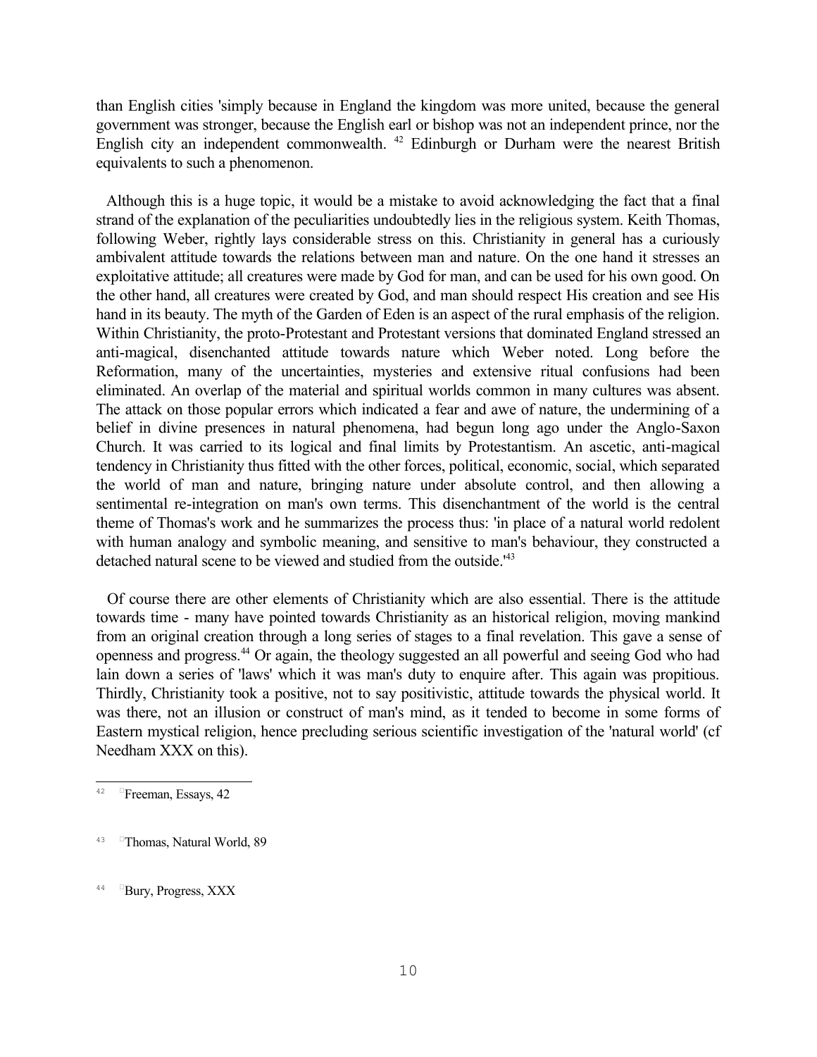than English cities 'simply because in England the kingdom was more united, because the general government was stronger, because the English earl or bishop was not an independent prince, nor the English city an independent commonwealth. [42] Edinburgh or Durham were the nearest British equivalents to such a phenomenon.

Although this is a huge topic, it would be a mistake to avoid acknowledging the fact that a final strand of the explanation of the peculiarities undoubtedly lies in the religious system. Keith Thomas, following Weber, rightly lays considerable stress on this. Christianity in general has a curiously ambivalent attitude towards the relations between man and nature. On the one hand it stresses an exploitative attitude; all creatures were made by God for man, and can be used for his own good. On the other hand, all creatures were created by God, and man should respect His creation and see His hand in its beauty. The myth of the Garden of Eden is an aspect of the rural emphasis of the religion. Within Christianity, the proto-Protestant and Protestant versions that dominated England stressed an anti-magical, disenchanted attitude towards nature which Weber noted. Long before the Reformation, many of the uncertainties, mysteries and extensive ritual confusions had been eliminated. An overlap of the material and spiritual worlds common in many cultures was absent. The attack on those popular errors which indicated a fear and awe of nature, the undermining of a belief in divine presences in natural phenomena, had begun long ago under the Anglo-Saxon Church. It was carried to its logical and final limits by Protestantism. An ascetic, anti-magical tendency in Christianity thus fitted with the other forces, political, economic, social, which separated the world of man and nature, bringing nature under absolute control, and then allowing a sentimental re-integration on man's own terms. This disenchantment of the world is the central theme of Thomas's work and he summarizes the process thus: 'in place of a natural world redolent with human analogy and symbolic meaning, and sensitive to man's behaviour, they constructed a detached natural scene to be viewed and studied from the outside.'[43]

Of course there are other elements of Christianity which are also essential. There is the attitude towards time - many have pointed towards Christianity as an historical religion, moving mankind from an original creation through a long series of stages to a final revelation. This gave a sense of openness and progress.[44] Or again, the theology suggested an all powerful and seeing God who had lain down a series of 'laws' which it was man's duty to enquire after. This again was propitious. Thirdly, Christianity took a positive, not to say positivistic, attitude towards the physical world. It was there, not an illusion or construct of man's mind, as it tended to become in some forms of Eastern mystical religion, hence precluding serious scientific investigation of the 'natural world' (cf Needham XXX on this).

---

[42] Freeman, Essays, 42

[43] Thomas, Natural World, 89

[44] Bury, Progress, XXX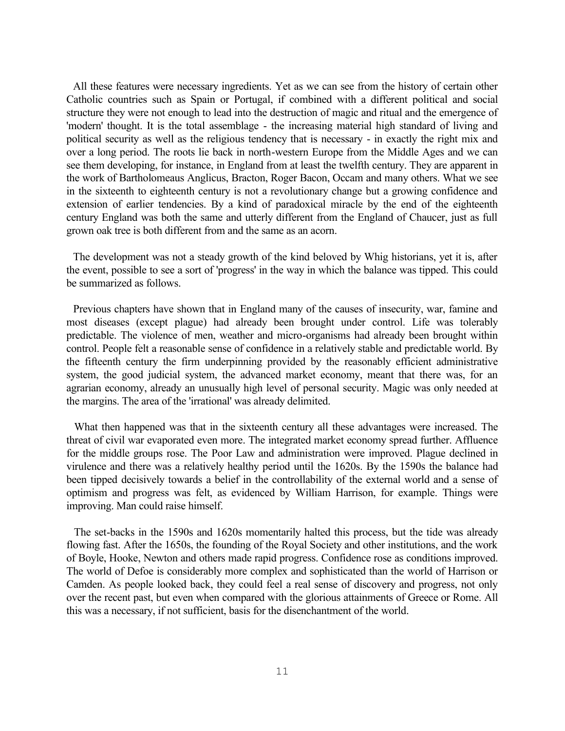All these features were necessary ingredients. Yet as we can see from the history of certain other Catholic countries such as Spain or Portugal, if combined with a different political and social structure they were not enough to lead into the destruction of magic and ritual and the emergence of 'modern' thought. It is the total assemblage - the increasing material high standard of living and political security as well as the religious tendency that is necessary - in exactly the right mix and over a long period. The roots lie back in north-western Europe from the Middle Ages and we can see them developing, for instance, in England from at least the twelfth century. They are apparent in the work of Bartholomeaus Anglicus, Bracton, Roger Bacon, Occam and many others. What we see in the sixteenth to eighteenth century is not a revolutionary change but a growing confidence and extension of earlier tendencies. By a kind of paradoxical miracle by the end of the eighteenth century England was both the same and utterly different from the England of Chaucer, just as full grown oak tree is both different from and the same as an acorn.

The development was not a steady growth of the kind beloved by Whig historians, yet it is, after the event, possible to see a sort of 'progress' in the way in which the balance was tipped. This could be summarized as follows.

Previous chapters have shown that in England many of the causes of insecurity, war, famine and most diseases (except plague) had already been brought under control. Life was tolerably predictable. The violence of men, weather and micro-organisms had already been brought within control. People felt a reasonable sense of confidence in a relatively stable and predictable world. By the fifteenth century the firm underpinning provided by the reasonably efficient administrative system, the good judicial system, the advanced market economy, meant that there was, for an agrarian economy, already an unusually high level of personal security. Magic was only needed at the margins. The area of the 'irrational' was already delimited.

What then happened was that in the sixteenth century all these advantages were increased. The threat of civil war evaporated even more. The integrated market economy spread further. Affluence for the middle groups rose. The Poor Law and administration were improved. Plague declined in virulence and there was a relatively healthy period until the 1620s. By the 1590s the balance had been tipped decisively towards a belief in the controllability of the external world and a sense of optimism and progress was felt, as evidenced by William Harrison, for example. Things were improving. Man could raise himself.

The set-backs in the 1590s and 1620s momentarily halted this process, but the tide was already flowing fast. After the 1650s, the founding of the Royal Society and other institutions, and the work of Boyle, Hooke, Newton and others made rapid progress. Confidence rose as conditions improved. The world of Defoe is considerably more complex and sophisticated than the world of Harrison or Camden. As people looked back, they could feel a real sense of discovery and progress, not only over the recent past, but even when compared with the glorious attainments of Greece or Rome. All this was a necessary, if not sufficient, basis for the disenchantment of the world.